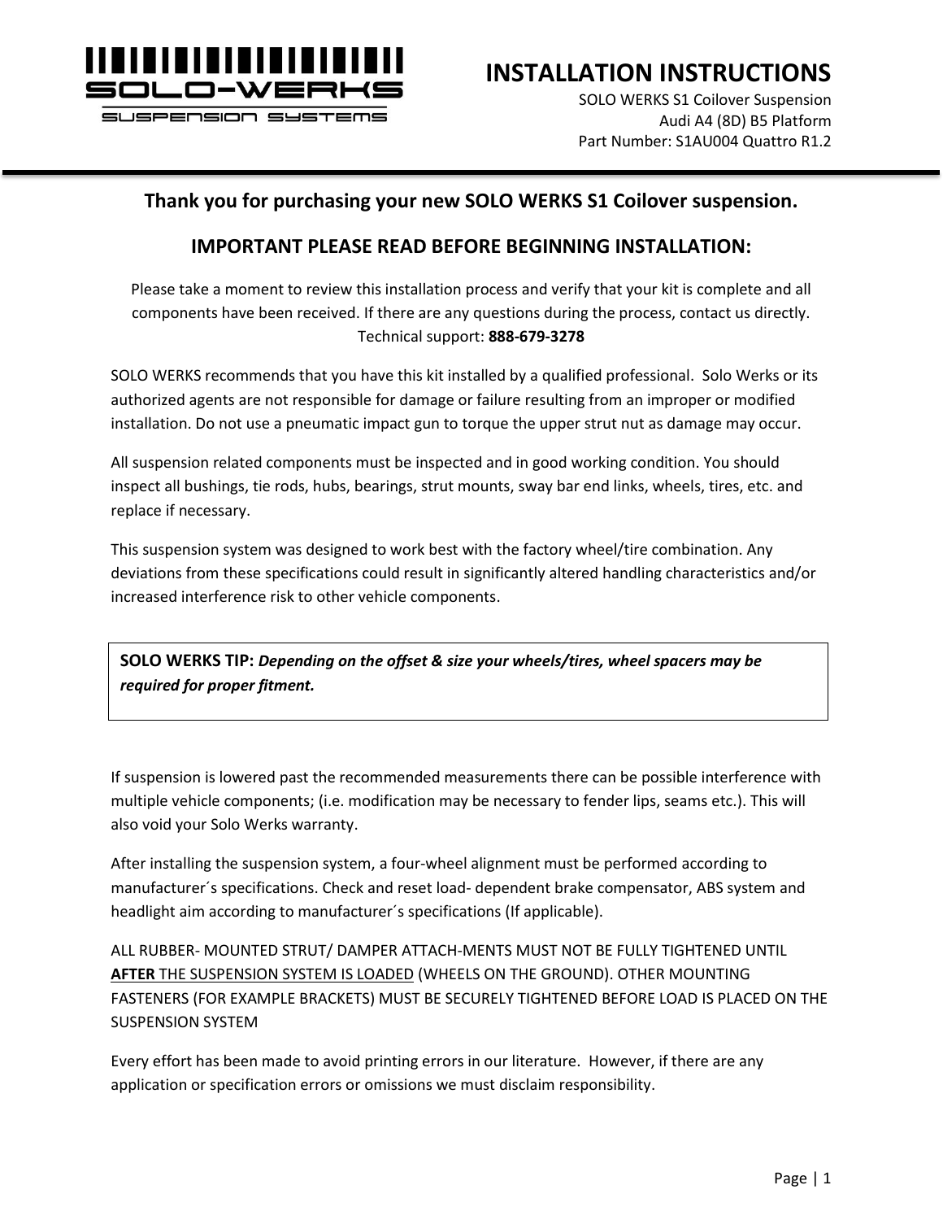SOLO-WERKS

SUSPENSION SYSTEMS

# INSTALLATION INSTRUCTIONS

SOLO WERKS S1 Coilover Suspension
Audi A4 (8D) B5 Platform
Part Number: S1AU004 Quattro R1.2

## Thank you for purchasing your new SOLO WERKS S1 Coilover suspension.

## IMPORTANT PLEASE READ BEFORE BEGINNING INSTALLATION:

Please take a moment to review this installation process and verify that your kit is complete and all components have been received. If there are any questions during the process, contact us directly. Technical support: **888-679-3278**

SOLO WERKS recommends that you have this kit installed by a qualified professional. Solo Werks or its authorized agents are not responsible for damage or failure resulting from an improper or modified installation. Do not use a pneumatic impact gun to torque the upper strut nut as damage may occur.

All suspension related components must be inspected and in good working condition. You should inspect all bushings, tie rods, hubs, bearings, strut mounts, sway bar end links, wheels, tires, etc. and replace if necessary.

This suspension system was designed to work best with the factory wheel/tire combination. Any deviations from these specifications could result in significantly altered handling characteristics and/or increased interference risk to other vehicle components.

**SOLO WERKS TIP:** ***Depending on the offset & size your wheels/tires, wheel spacers may be required for proper fitment.***

If suspension is lowered past the recommended measurements there can be possible interference with multiple vehicle components; (i.e. modification may be necessary to fender lips, seams etc.). This will also void your Solo Werks warranty.

After installing the suspension system, a four-wheel alignment must be performed according to manufacturer´s specifications. Check and reset load- dependent brake compensator, ABS system and headlight aim according to manufacturer´s specifications (If applicable).

ALL RUBBER- MOUNTED STRUT/ DAMPER ATTACH-MENTS MUST NOT BE FULLY TIGHTENED UNTIL **AFTER** THE SUSPENSION SYSTEM IS LOADED (WHEELS ON THE GROUND). OTHER MOUNTING FASTENERS (FOR EXAMPLE BRACKETS) MUST BE SECURELY TIGHTENED BEFORE LOAD IS PLACED ON THE SUSPENSION SYSTEM

Every effort has been made to avoid printing errors in our literature. However, if there are any application or specification errors or omissions we must disclaim responsibility.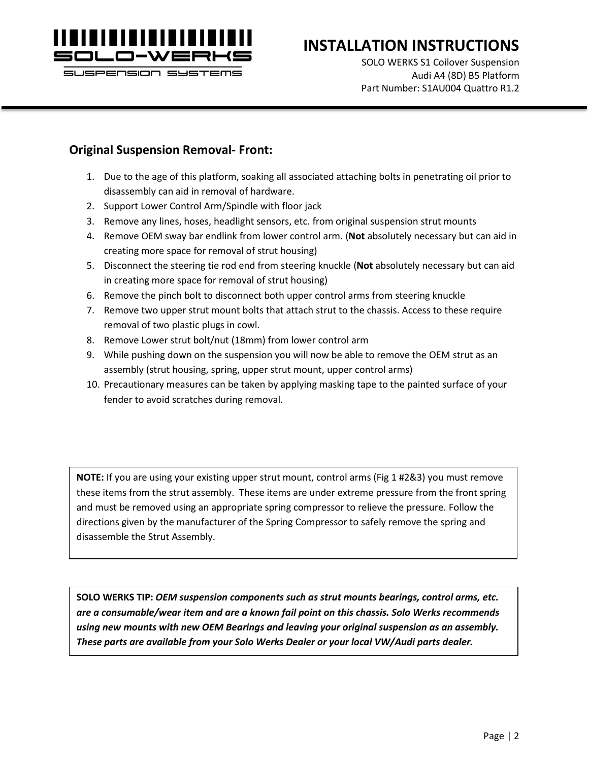## Original Suspension Removal- Front:

1. Due to the age of this platform, soaking all associated attaching bolts in penetrating oil prior to disassembly can aid in removal of hardware.
2. Support Lower Control Arm/Spindle with floor jack
3. Remove any lines, hoses, headlight sensors, etc. from original suspension strut mounts
4. Remove OEM sway bar endlink from lower control arm. (**Not** absolutely necessary but can aid in creating more space for removal of strut housing)
5. Disconnect the steering tie rod end from steering knuckle (**Not** absolutely necessary but can aid in creating more space for removal of strut housing)
6. Remove the pinch bolt to disconnect both upper control arms from steering knuckle
7. Remove two upper strut mount bolts that attach strut to the chassis. Access to these require removal of two plastic plugs in cowl.
8. Remove Lower strut bolt/nut (18mm) from lower control arm
9. While pushing down on the suspension you will now be able to remove the OEM strut as an assembly (strut housing, spring, upper strut mount, upper control arms)
10. Precautionary measures can be taken by applying masking tape to the painted surface of your fender to avoid scratches during removal.

**NOTE:** If you are using your existing upper strut mount, control arms (Fig 1 #2&3) you must remove these items from the strut assembly. These items are under extreme pressure from the front spring and must be removed using an appropriate spring compressor to relieve the pressure. Follow the directions given by the manufacturer of the Spring Compressor to safely remove the spring and disassemble the Strut Assembly.

**SOLO WERKS TIP:** ***OEM suspension components such as strut mounts bearings, control arms, etc. are a consumable/wear item and are a known fail point on this chassis. Solo Werks recommends using new mounts with new OEM Bearings and leaving your original suspension as an assembly. These parts are available from your Solo Werks Dealer or your local VW/Audi parts dealer.***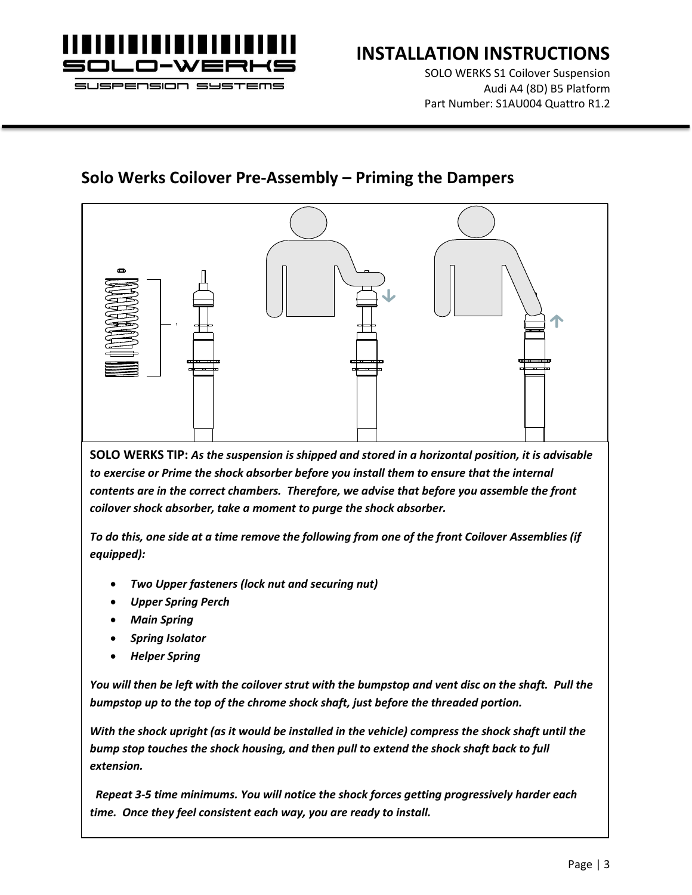## Solo Werks Coilover Pre-Assembly – Priming the Dampers

**SOLO WERKS TIP:** ***As the suspension is shipped and stored in a horizontal position, it is advisable to exercise or Prime the shock absorber before you install them to ensure that the internal contents are in the correct chambers. Therefore, we advise that before you assemble the front coilover shock absorber, take a moment to purge the shock absorber.***

***To do this, one side at a time remove the following from one of the front Coilover Assemblies (if equipped):***

- ***Two Upper fasteners (lock nut and securing nut)***
- ***Upper Spring Perch***
- ***Main Spring***
- ***Spring Isolator***
- ***Helper Spring***

***You will then be left with the coilover strut with the bumpstop and vent disc on the shaft. Pull the bumpstop up to the top of the chrome shock shaft, just before the threaded portion.***

***With the shock upright (as it would be installed in the vehicle) compress the shock shaft until the bump stop touches the shock housing, and then pull to extend the shock shaft back to full extension.***

***Repeat 3-5 time minimums. You will notice the shock forces getting progressively harder each time. Once they feel consistent each way, you are ready to install.***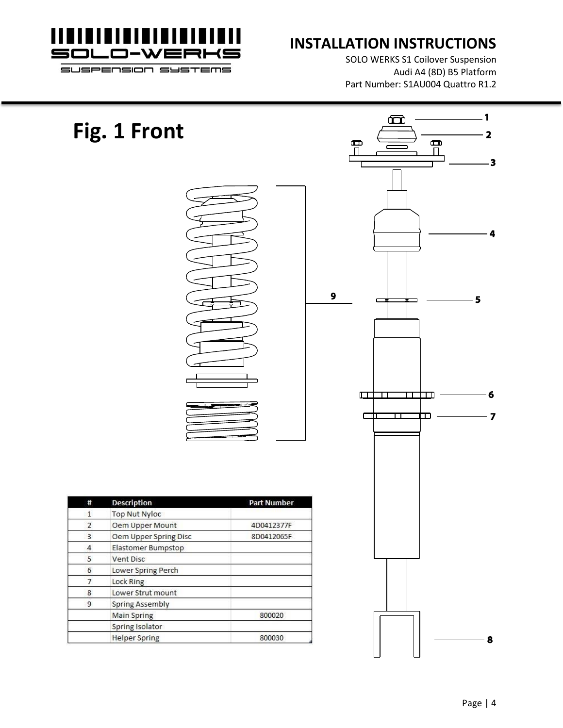# INSTALLATION INSTRUCTIONS

SOLO WERKS S1 Coilover Suspension
Audi A4 (8D) B5 Platform
Part Number: S1AU004 Quattro R1.2

## Fig. 1 Front

1
2
3
4
5
6
7
8
9

| # | Description | Part Number |
|---|---|---|
| 1 | Top Nut Nyloc | |
| 2 | Oem Upper Mount | 4D0412377F |
| 3 | Oem Upper Spring Disc | 8D0412065F |
| 4 | Elastomer Bumpstop | |
| 5 | Vent Disc | |
| 6 | Lower Spring Perch | |
| 7 | Lock Ring | |
| 8 | Lower Strut mount | |
| 9 | Spring Assembly | |
| | Main Spring | 800020 |
| | Spring Isolator | |
| | Helper Spring | 800030 |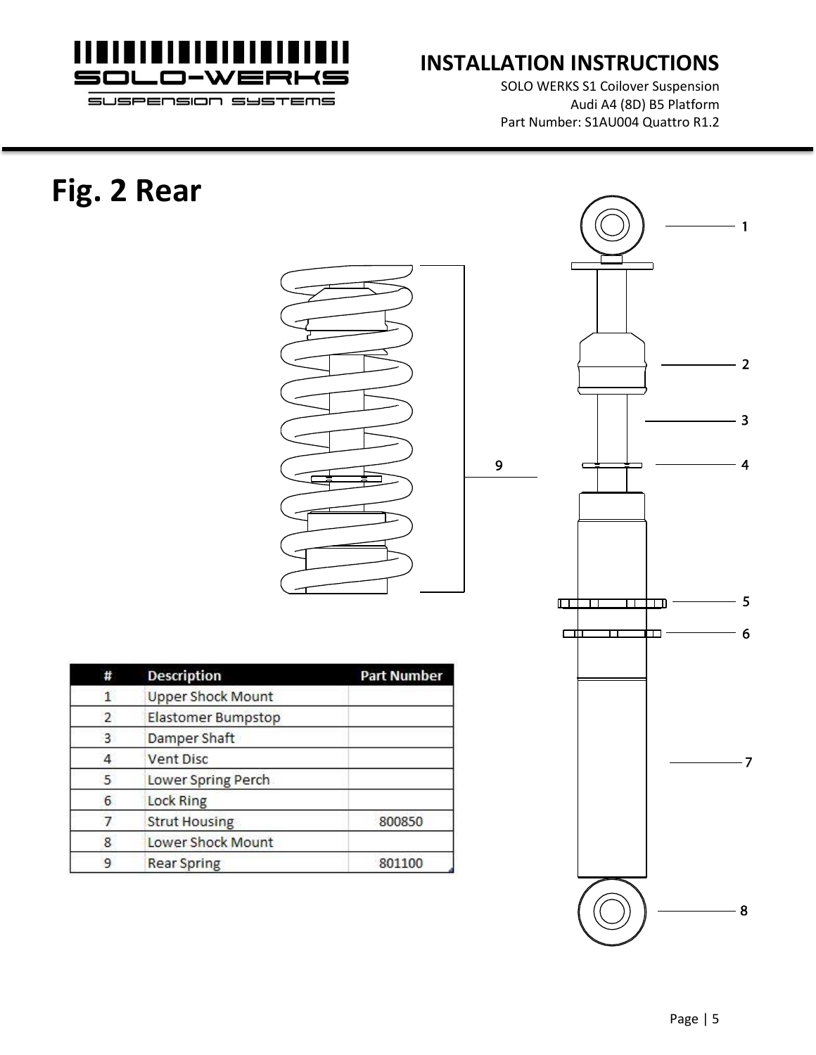# Fig. 2 Rear

1

2

3

9

4

5

6

7

8

| # | Description | Part Number |
|---|---|---|
| 1 | Upper Shock Mount | |
| 2 | Elastomer Bumpstop | |
| 3 | Damper Shaft | |
| 4 | Vent Disc | |
| 5 | Lower Spring Perch | |
| 6 | Lock Ring | |
| 7 | Strut Housing | 800850 |
| 8 | Lower Shock Mount | |
| 9 | Rear Spring | 801100 |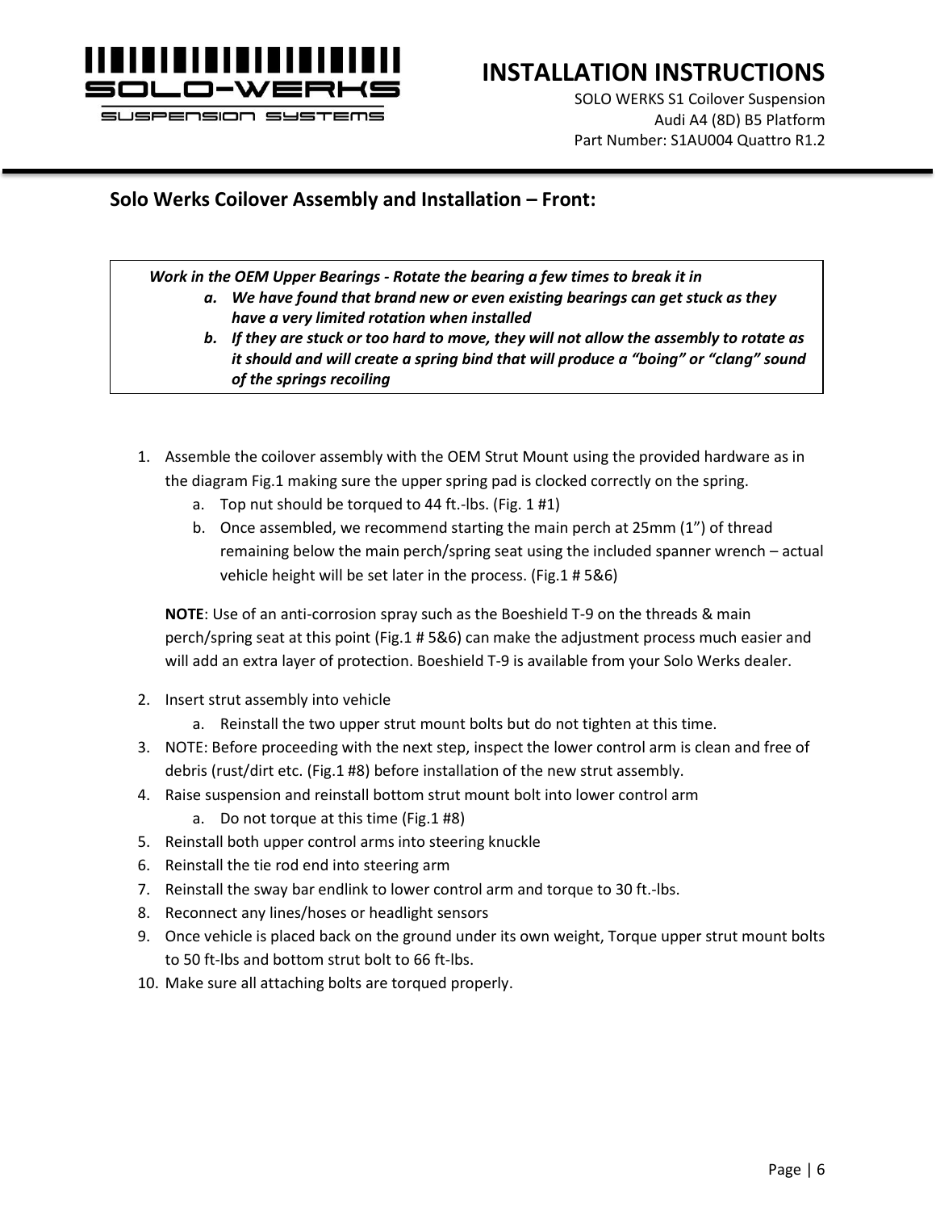## Solo Werks Coilover Assembly and Installation – Front:

***Work in the OEM Upper Bearings - Rotate the bearing a few times to break it in***

- ***a. We have found that brand new or even existing bearings can get stuck as they have a very limited rotation when installed***
- ***b. If they are stuck or too hard to move, they will not allow the assembly to rotate as it should and will create a spring bind that will produce a "boing" or "clang" sound of the springs recoiling***

1. Assemble the coilover assembly with the OEM Strut Mount using the provided hardware as in the diagram Fig.1 making sure the upper spring pad is clocked correctly on the spring.
   a. Top nut should be torqued to 44 ft.-lbs. (Fig. 1 #1)
   b. Once assembled, we recommend starting the main perch at 25mm (1") of thread remaining below the main perch/spring seat using the included spanner wrench – actual vehicle height will be set later in the process. (Fig.1 # 5&6)

   **NOTE**: Use of an anti-corrosion spray such as the Boeshield T-9 on the threads & main perch/spring seat at this point (Fig.1 # 5&6) can make the adjustment process much easier and will add an extra layer of protection. Boeshield T-9 is available from your Solo Werks dealer.

2. Insert strut assembly into vehicle
   a. Reinstall the two upper strut mount bolts but do not tighten at this time.
3. NOTE: Before proceeding with the next step, inspect the lower control arm is clean and free of debris (rust/dirt etc. (Fig.1 #8) before installation of the new strut assembly.
4. Raise suspension and reinstall bottom strut mount bolt into lower control arm
   a. Do not torque at this time (Fig.1 #8)
5. Reinstall both upper control arms into steering knuckle
6. Reinstall the tie rod end into steering arm
7. Reinstall the sway bar endlink to lower control arm and torque to 30 ft.-lbs.
8. Reconnect any lines/hoses or headlight sensors
9. Once vehicle is placed back on the ground under its own weight, Torque upper strut mount bolts to 50 ft-lbs and bottom strut bolt to 66 ft-lbs.
10. Make sure all attaching bolts are torqued properly.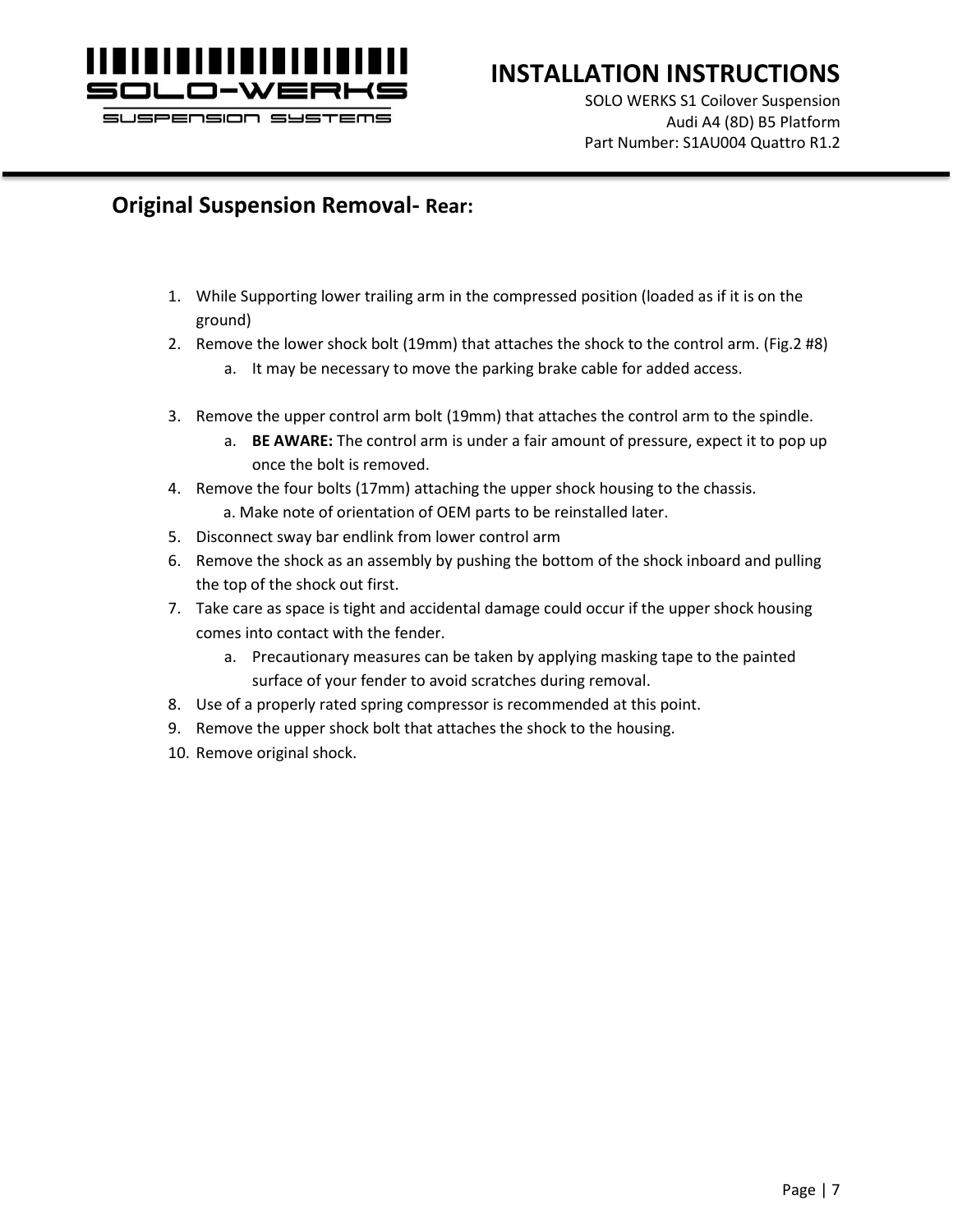## Original Suspension Removal- Rear:

1. While Supporting lower trailing arm in the compressed position (loaded as if it is on the ground)
2. Remove the lower shock bolt (19mm) that attaches the shock to the control arm. (Fig.2 #8)
    a. It may be necessary to move the parking brake cable for added access.
3. Remove the upper control arm bolt (19mm) that attaches the control arm to the spindle.
    a. **BE AWARE:** The control arm is under a fair amount of pressure, expect it to pop up once the bolt is removed.
4. Remove the four bolts (17mm) attaching the upper shock housing to the chassis.
    a. Make note of orientation of OEM parts to be reinstalled later.
5. Disconnect sway bar endlink from lower control arm
6. Remove the shock as an assembly by pushing the bottom of the shock inboard and pulling the top of the shock out first.
7. Take care as space is tight and accidental damage could occur if the upper shock housing comes into contact with the fender.
    a. Precautionary measures can be taken by applying masking tape to the painted surface of your fender to avoid scratches during removal.
8. Use of a properly rated spring compressor is recommended at this point.
9. Remove the upper shock bolt that attaches the shock to the housing.
10. Remove original shock.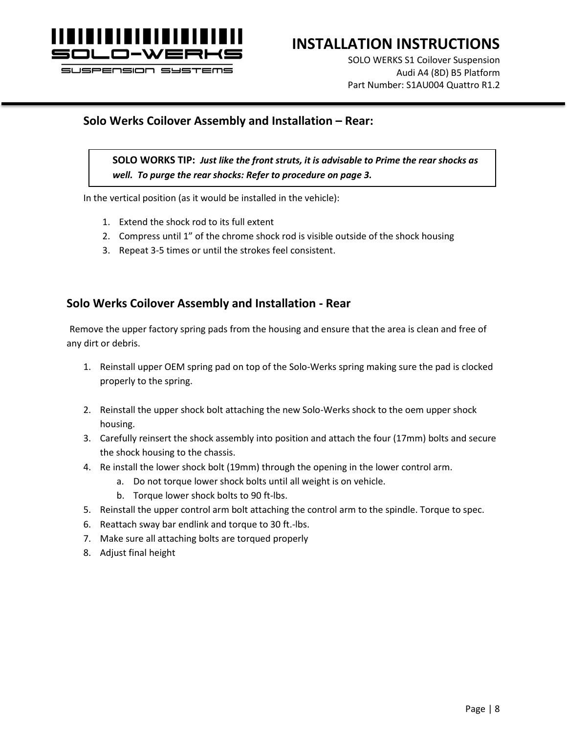## Solo Werks Coilover Assembly and Installation – Rear:

> **SOLO WORKS TIP:** ***Just like the front struts, it is advisable to Prime the rear shocks as well. To purge the rear shocks: Refer to procedure on page 3.***

In the vertical position (as it would be installed in the vehicle):

1. Extend the shock rod to its full extent
2. Compress until 1” of the chrome shock rod is visible outside of the shock housing
3. Repeat 3-5 times or until the strokes feel consistent.

## Solo Werks Coilover Assembly and Installation - Rear

Remove the upper factory spring pads from the housing and ensure that the area is clean and free of any dirt or debris.

1. Reinstall upper OEM spring pad on top of the Solo-Werks spring making sure the pad is clocked properly to the spring.
2. Reinstall the upper shock bolt attaching the new Solo-Werks shock to the oem upper shock housing.
3. Carefully reinsert the shock assembly into position and attach the four (17mm) bolts and secure the shock housing to the chassis.
4. Re install the lower shock bolt (19mm) through the opening in the lower control arm.
   a. Do not torque lower shock bolts until all weight is on vehicle.
   b. Torque lower shock bolts to 90 ft-lbs.
5. Reinstall the upper control arm bolt attaching the control arm to the spindle. Torque to spec.
6. Reattach sway bar endlink and torque to 30 ft.-lbs.
7. Make sure all attaching bolts are torqued properly
8. Adjust final height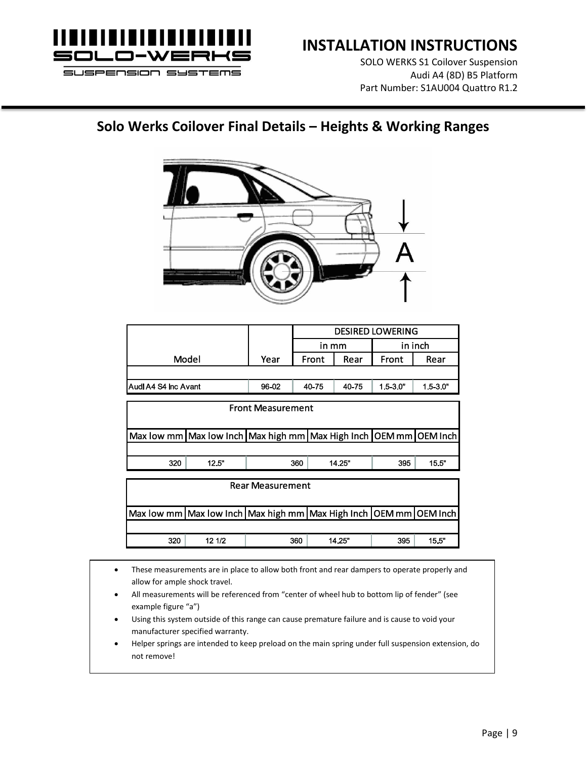# INSTALLATION INSTRUCTIONS

SOLO WERKS S1 Coilover Suspension
Audi A4 (8D) B5 Platform
Part Number: S1AU004 Quattro R1.2

## Solo Werks Coilover Final Details – Heights & Working Ranges

A

| Model | Year | DESIRED LOWERING | | | |
|---|---|---|---|---|---|
| | | in mm | | in inch | |
| | | Front | Rear | Front | Rear |
| Audi A4 S4 Inc Avant | 96-02 | 40-75 | 40-75 | 1.5-3.0" | 1.5-3.0" |

| Front Measurement | | | | | |
|---|---|---|---|---|---|
| Max low mm | Max low Inch | Max high mm | Max High Inch | OEM mm | OEM Inch |
| 320 | 12.5" | 360 | 14.25" | 395 | 15.5" |

| Rear Measurement | | | | | |
|---|---|---|---|---|---|
| Max low mm | Max low Inch | Max high mm | Max High Inch | OEM mm | OEM Inch |
| 320 | 12 1/2 | 360 | 14.25" | 395 | 15.5" |

- These measurements are in place to allow both front and rear dampers to operate properly and allow for ample shock travel.
- All measurements will be referenced from "center of wheel hub to bottom lip of fender" (see example figure "a")
- Using this system outside of this range can cause premature failure and is cause to void your manufacturer specified warranty.
- Helper springs are intended to keep preload on the main spring under full suspension extension, do not remove!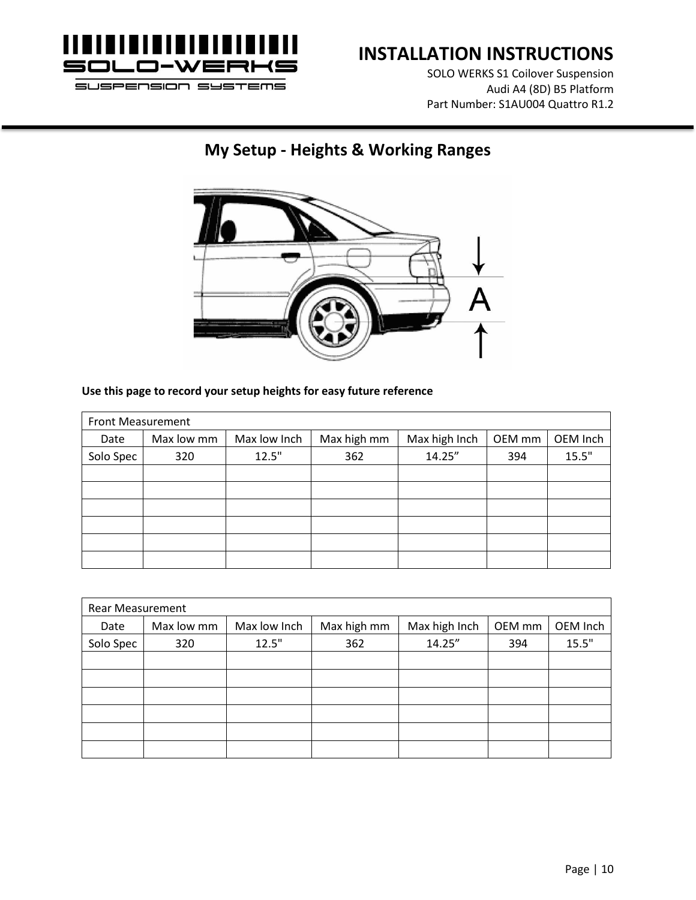# INSTALLATION INSTRUCTIONS

SOLO WERKS S1 Coilover Suspension
Audi A4 (8D) B5 Platform
Part Number: S1AU004 Quattro R1.2

## My Setup - Heights & Working Ranges

A

**Use this page to record your setup heights for easy future reference**

| Front Measurement | | | | | | |
|---|---|---|---|---|---|---|
| Date | Max low mm | Max low Inch | Max high mm | Max high Inch | OEM mm | OEM Inch |
| Solo Spec | 320 | 12.5" | 362 | 14.25” | 394 | 15.5" |
| | | | | | | |
| | | | | | | |
| | | | | | | |
| | | | | | | |
| | | | | | | |
| | | | | | | |

| Rear Measurement | | | | | | |
|---|---|---|---|---|---|---|
| Date | Max low mm | Max low Inch | Max high mm | Max high Inch | OEM mm | OEM Inch |
| Solo Spec | 320 | 12.5" | 362 | 14.25” | 394 | 15.5" |
| | | | | | | |
| | | | | | | |
| | | | | | | |
| | | | | | | |
| | | | | | | |
| | | | | | | |